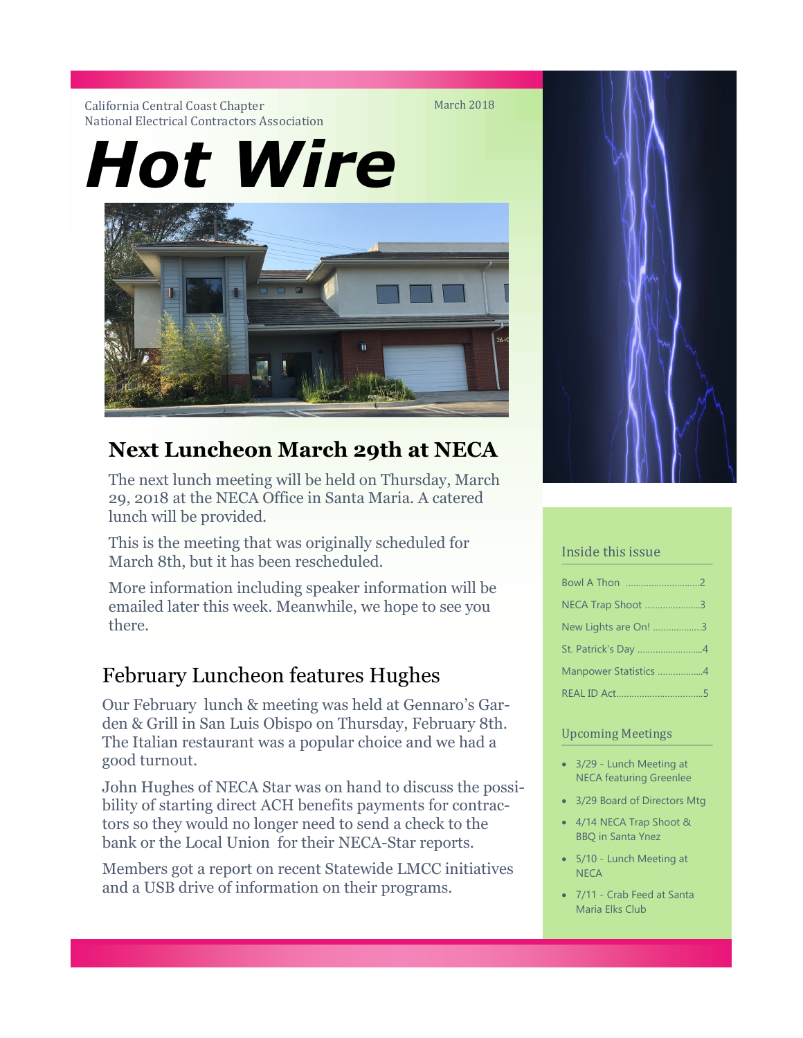California Central Coast Chapter
National Electrical Contractors Association

March 2018

# Hot Wire

## Next Luncheon March 29th at NECA

The next lunch meeting will be held on Thursday, March 29, 2018 at the NECA Office in Santa Maria. A catered lunch will be provided.

This is the meeting that was originally scheduled for March 8th, but it has been rescheduled.

More information including speaker information will be emailed later this week. Meanwhile, we hope to see you there.

## February Luncheon features Hughes

Our February lunch & meeting was held at Gennaro's Garden & Grill in San Luis Obispo on Thursday, February 8th. The Italian restaurant was a popular choice and we had a good turnout.

John Hughes of NECA Star was on hand to discuss the possibility of starting direct ACH benefits payments for contractors so they would no longer need to send a check to the bank or the Local Union for their NECA-Star reports.

Members got a report on recent Statewide LMCC initiatives and a USB drive of information on their programs.

### Inside this issue

- Bowl A Thon .....2
- NECA Trap Shoot .....3
- New Lights are On! .....3
- St. Patrick's Day .....4
- Manpower Statistics .....4
- REAL ID Act.....5

### Upcoming Meetings

- 3/29 - Lunch Meeting at NECA featuring Greenlee
- 3/29 Board of Directors Mtg
- 4/14 NECA Trap Shoot & BBQ in Santa Ynez
- 5/10 - Lunch Meeting at NECA
- 7/11 - Crab Feed at Santa Maria Elks Club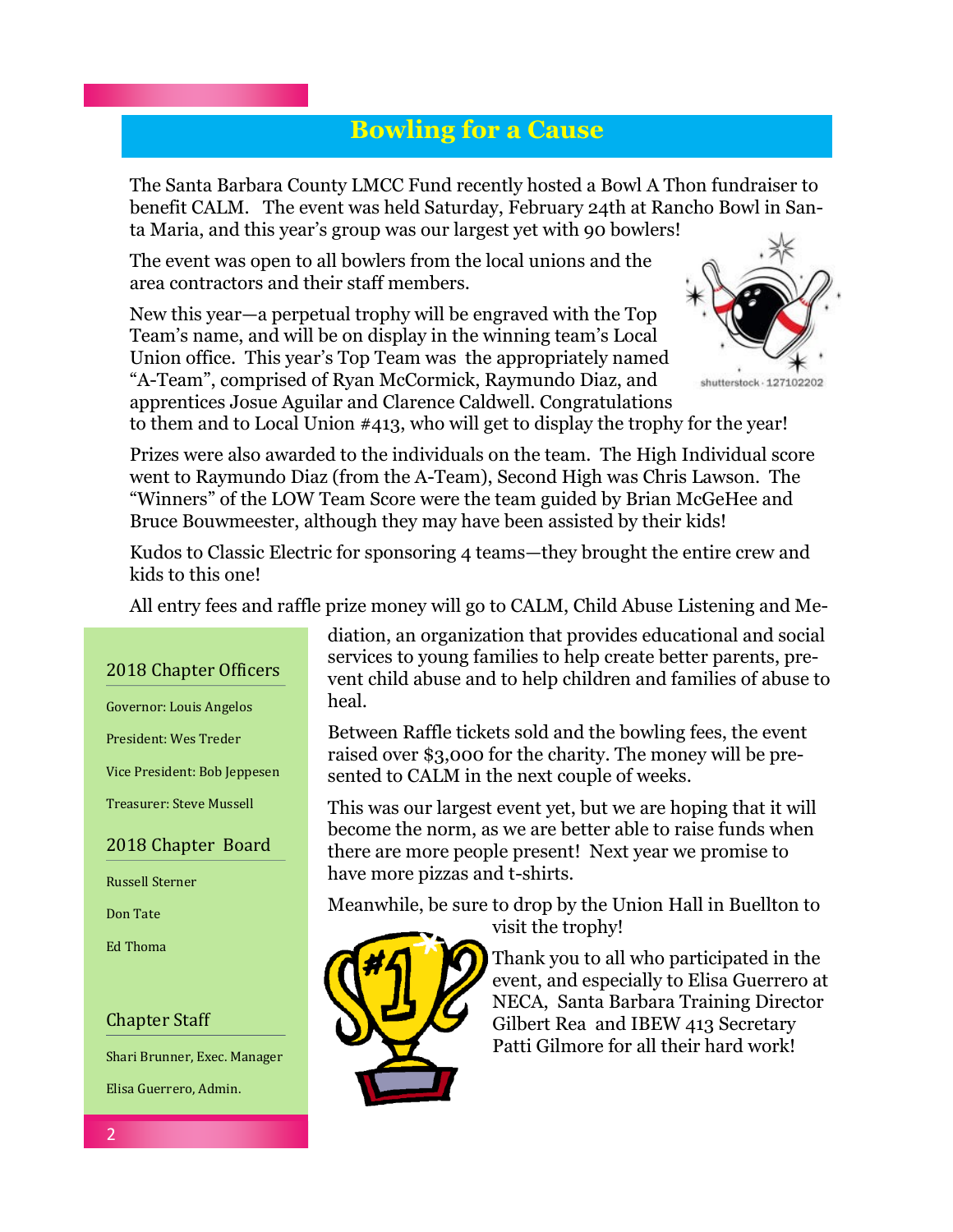## Bowling for a Cause

The Santa Barbara County LMCC Fund recently hosted a Bowl A Thon fundraiser to benefit CALM. The event was held Saturday, February 24th at Rancho Bowl in Santa Maria, and this year's group was our largest yet with 90 bowlers!

The event was open to all bowlers from the local unions and the area contractors and their staff members.

New this year—a perpetual trophy will be engraved with the Top Team's name, and will be on display in the winning team's Local Union office. This year's Top Team was the appropriately named "A-Team", comprised of Ryan McCormick, Raymundo Diaz, and apprentices Josue Aguilar and Clarence Caldwell. Congratulations to them and to Local Union #413, who will get to display the trophy for the year!

shutterstock · 127102202

Prizes were also awarded to the individuals on the team. The High Individual score went to Raymundo Diaz (from the A-Team), Second High was Chris Lawson. The "Winners" of the LOW Team Score were the team guided by Brian McGeHee and Bruce Bouwmeester, although they may have been assisted by their kids!

Kudos to Classic Electric for sponsoring 4 teams—they brought the entire crew and kids to this one!

All entry fees and raffle prize money will go to CALM, Child Abuse Listening and Mediation, an organization that provides educational and social services to young families to help create better parents, prevent child abuse and to help children and families of abuse to heal.

Between Raffle tickets sold and the bowling fees, the event raised over $3,000 for the charity. The money will be presented to CALM in the next couple of weeks.

This was our largest event yet, but we are hoping that it will become the norm, as we are better able to raise funds when there are more people present! Next year we promise to have more pizzas and t-shirts.

Meanwhile, be sure to drop by the Union Hall in Buellton to visit the trophy!

Thank you to all who participated in the event, and especially to Elisa Guerrero at NECA, Santa Barbara Training Director Gilbert Rea and IBEW 413 Secretary Patti Gilmore for all their hard work!

### 2018 Chapter Officers

Governor: Louis Angelos

President: Wes Treder

Vice President: Bob Jeppesen

Treasurer: Steve Mussell

### 2018 Chapter Board

Russell Sterner

Don Tate

Ed Thoma

### Chapter Staff

Shari Brunner, Exec. Manager

Elisa Guerrero, Admin.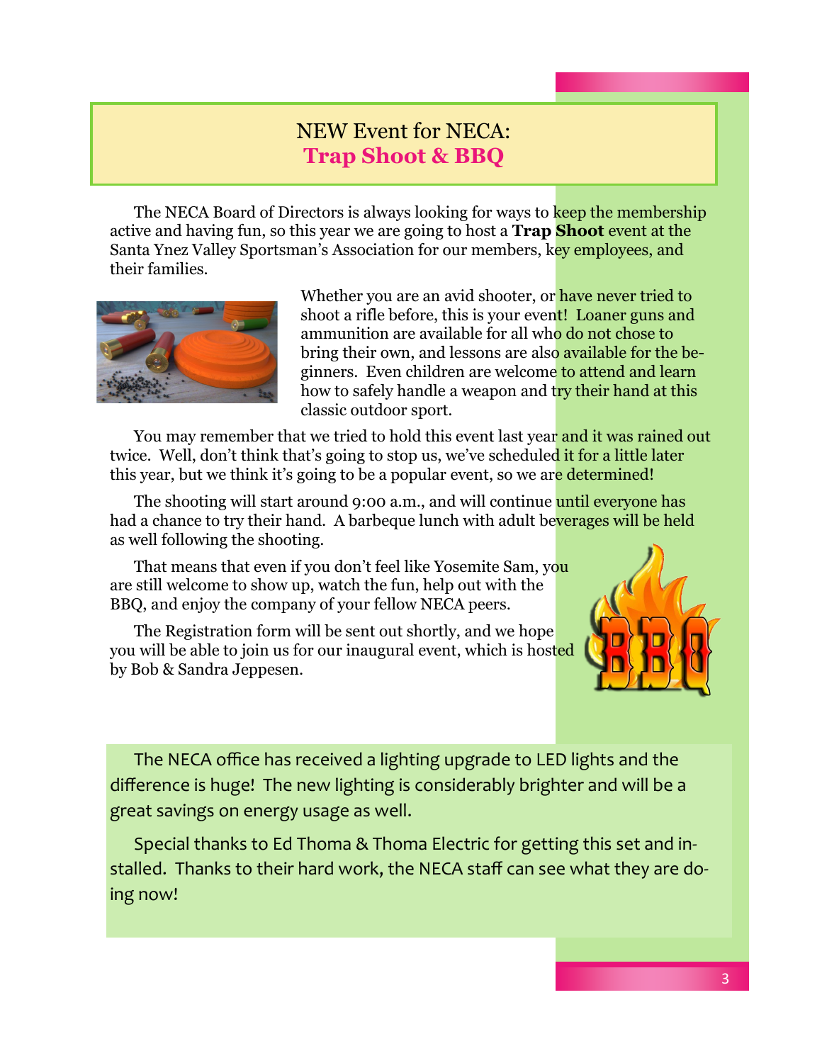## NEW Event for NECA:
## **Trap Shoot & BBQ**

The NECA Board of Directors is always looking for ways to keep the membership active and having fun, so this year we are going to host a **Trap Shoot** event at the Santa Ynez Valley Sportsman's Association for our members, key employees, and their families.

Whether you are an avid shooter, or have never tried to shoot a rifle before, this is your event! Loaner guns and ammunition are available for all who do not chose to bring their own, and lessons are also available for the beginners. Even children are welcome to attend and learn how to safely handle a weapon and try their hand at this classic outdoor sport.

You may remember that we tried to hold this event last year and it was rained out twice. Well, don't think that's going to stop us, we've scheduled it for a little later this year, but we think it's going to be a popular event, so we are determined!

The shooting will start around 9:00 a.m., and will continue until everyone has had a chance to try their hand. A barbeque lunch with adult beverages will be held as well following the shooting.

That means that even if you don't feel like Yosemite Sam, you are still welcome to show up, watch the fun, help out with the BBQ, and enjoy the company of your fellow NECA peers.

The Registration form will be sent out shortly, and we hope you will be able to join us for our inaugural event, which is hosted by Bob & Sandra Jeppesen.

The NECA office has received a lighting upgrade to LED lights and the difference is huge! The new lighting is considerably brighter and will be a great savings on energy usage as well.

Special thanks to Ed Thoma & Thoma Electric for getting this set and installed. Thanks to their hard work, the NECA staff can see what they are doing now!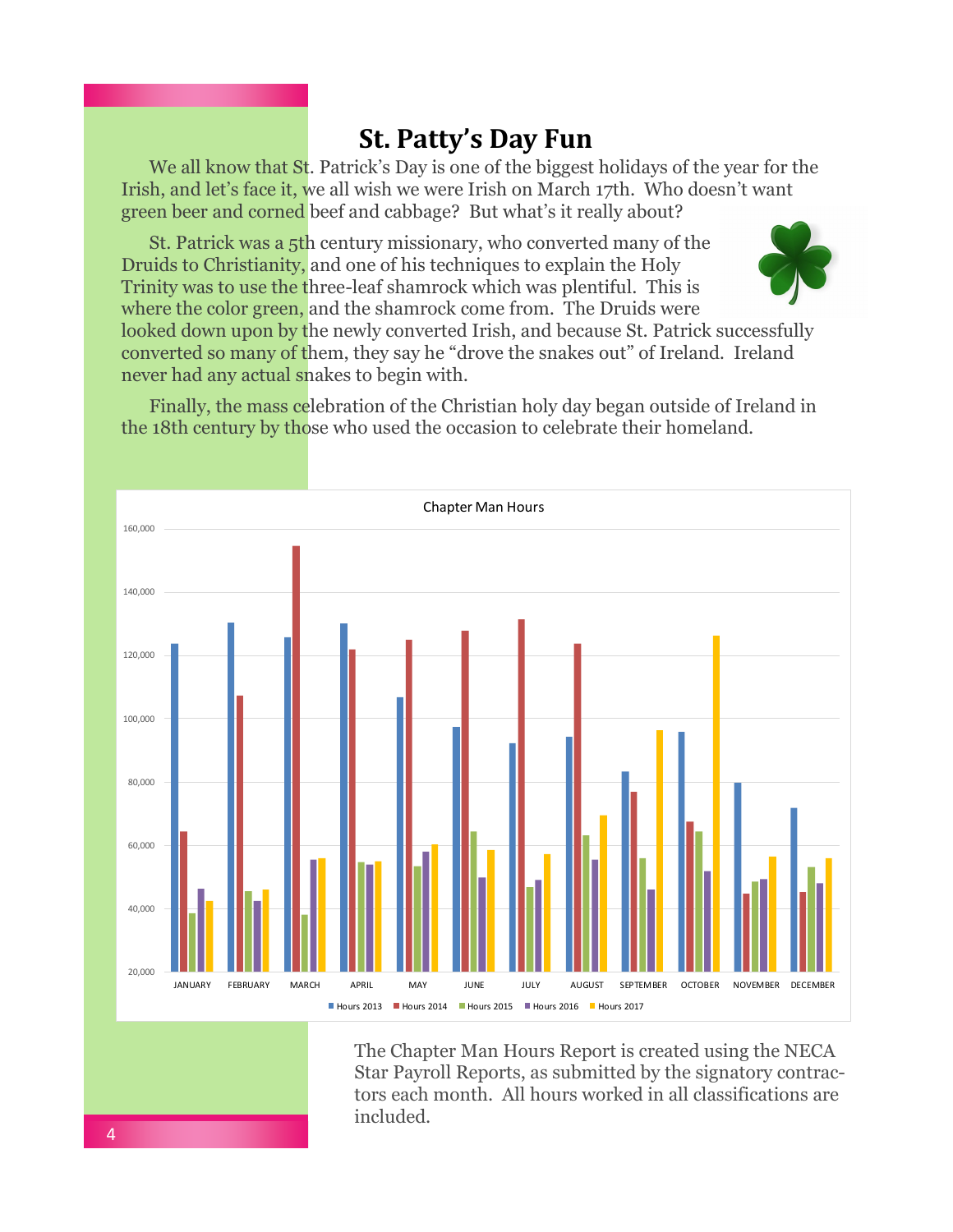# St. Patty's Day Fun

We all know that St. Patrick's Day is one of the biggest holidays of the year for the Irish, and let's face it, we all wish we were Irish on March 17th. Who doesn't want green beer and corned beef and cabbage? But what's it really about?

St. Patrick was a 5th century missionary, who converted many of the Druids to Christianity, and one of his techniques to explain the Holy Trinity was to use the three-leaf shamrock which was plentiful. This is where the color green, and the shamrock come from. The Druids were looked down upon by the newly converted Irish, and because St. Patrick successfully converted so many of them, they say he "drove the snakes out" of Ireland. Ireland never had any actual snakes to begin with.

Finally, the mass celebration of the Christian holy day began outside of Ireland in the 18th century by those who used the occasion to celebrate their homeland.

Chapter Man Hours

The Chapter Man Hours Report is created using the NECA Star Payroll Reports, as submitted by the signatory contractors each month. All hours worked in all classifications are included.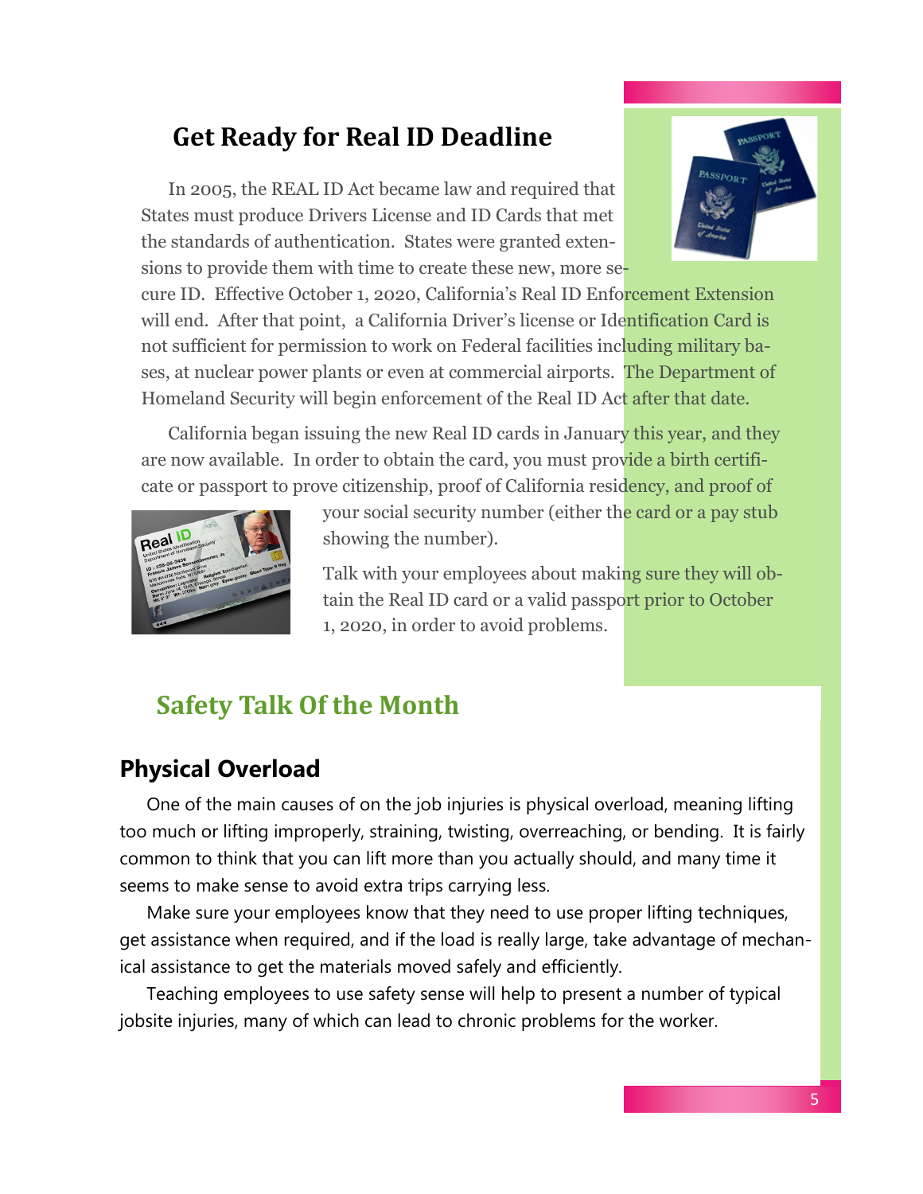## Get Ready for Real ID Deadline

In 2005, the REAL ID Act became law and required that States must produce Drivers License and ID Cards that met the standards of authentication. States were granted extensions to provide them with time to create these new, more secure ID. Effective October 1, 2020, California's Real ID Enforcement Extension will end. After that point, a California Driver's license or Identification Card is not sufficient for permission to work on Federal facilities including military bases, at nuclear power plants or even at commercial airports. The Department of Homeland Security will begin enforcement of the Real ID Act after that date.

California began issuing the new Real ID cards in January this year, and they are now available. In order to obtain the card, you must provide a birth certificate or passport to prove citizenship, proof of California residency, and proof of your social security number (either the card or a pay stub showing the number).

Talk with your employees about making sure they will obtain the Real ID card or a valid passport prior to October 1, 2020, in order to avoid problems.

## Safety Talk Of the Month

### Physical Overload

One of the main causes of on the job injuries is physical overload, meaning lifting too much or lifting improperly, straining, twisting, overreaching, or bending. It is fairly common to think that you can lift more than you actually should, and many time it seems to make sense to avoid extra trips carrying less.

Make sure your employees know that they need to use proper lifting techniques, get assistance when required, and if the load is really large, take advantage of mechanical assistance to get the materials moved safely and efficiently.

Teaching employees to use safety sense will help to present a number of typical jobsite injuries, many of which can lead to chronic problems for the worker.